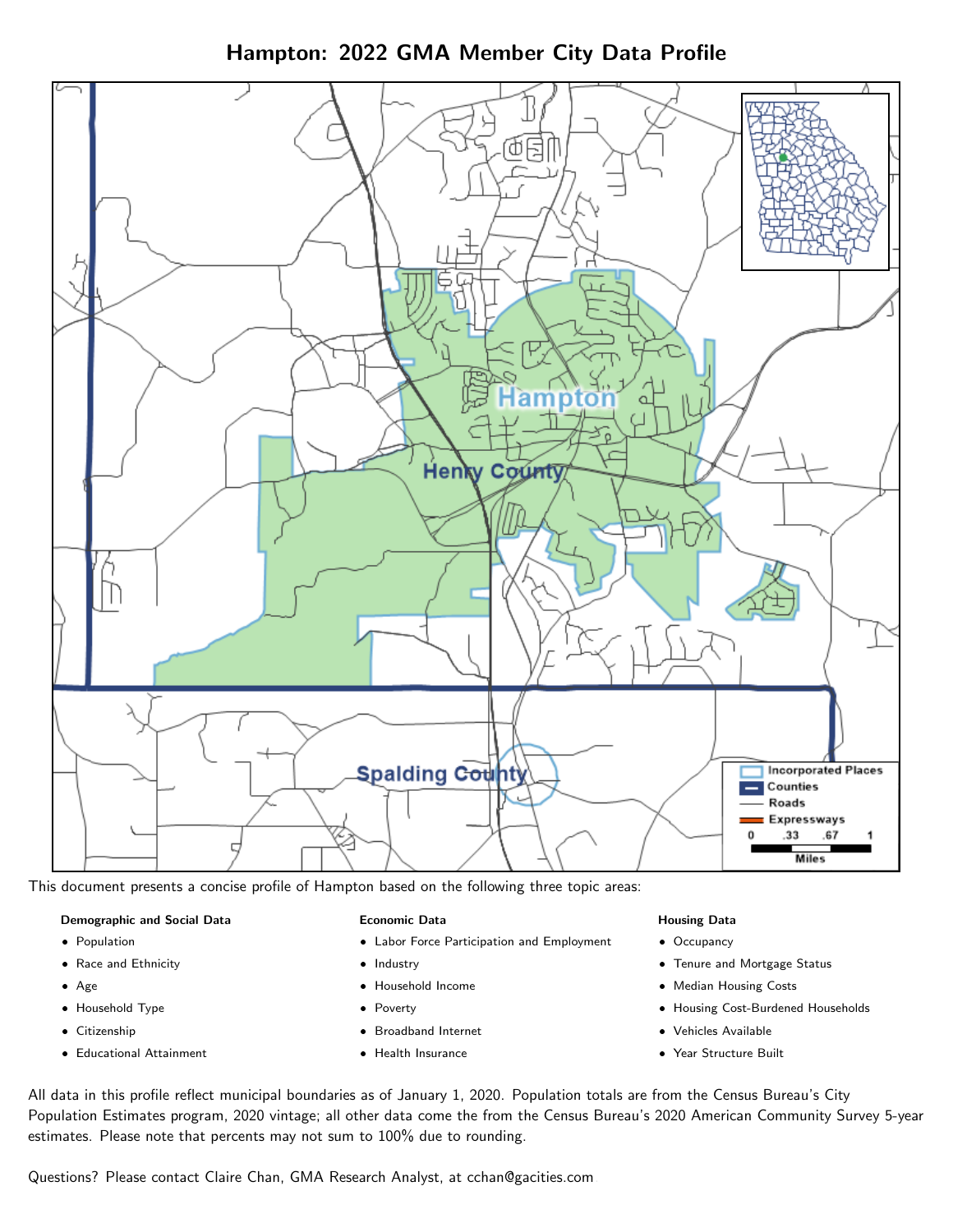# Hampton: 2022 GMA Member City Data Profile

This document presents a concise profile of Hampton based on the following three topic areas:

**Demographic and Social Data**

- Population
- Race and Ethnicity
- Age
- Household Type
- Citizenship
- Educational Attainment

**Economic Data**

- Labor Force Participation and Employment
- Industry
- Household Income
- Poverty
- Broadband Internet
- Health Insurance

**Housing Data**

- Occupancy
- Tenure and Mortgage Status
- Median Housing Costs
- Housing Cost-Burdened Households
- Vehicles Available
- Year Structure Built

All data in this profile reflect municipal boundaries as of January 1, 2020. Population totals are from the Census Bureau's City Population Estimates program, 2020 vintage; all other data come the from the Census Bureau's 2020 American Community Survey 5-year estimates. Please note that percents may not sum to 100% due to rounding.

Questions? Please contact Claire Chan, GMA Research Analyst, at cchan@gacities.com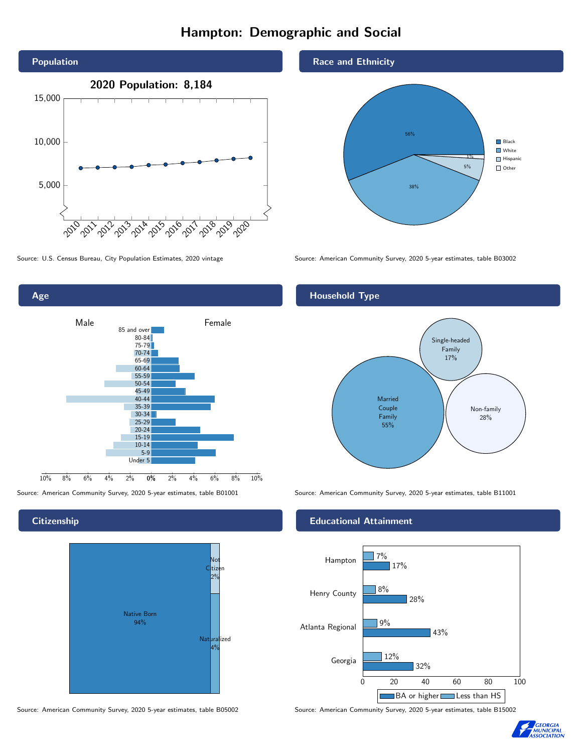# Hampton: Demographic and Social

## Population

**2020 Population: 8,184**

Source: U.S. Census Bureau, City Population Estimates, 2020 vintage

## Race and Ethnicity

| Group | Percent |
| --- | --- |
| Black | 56% |
| White | 38% |
| Hispanic | 5% |
| Other | 1% |

Source: American Community Survey, 2020 5-year estimates, table B03002

## Age

Source: American Community Survey, 2020 5-year estimates, table B01001

## Household Type

| Household Type | Percent |
| --- | --- |
| Married Couple Family | 55% |
| Single-headed Family | 17% |
| Non-family | 28% |

Source: American Community Survey, 2020 5-year estimates, table B11001

## Citizenship

| Status | Percent |
| --- | --- |
| Native Born | 94% |
| Not Citizen | 2% |
| Naturalized | 4% |

Source: American Community Survey, 2020 5-year estimates, table B05002

## Educational Attainment

| Area | Less than HS | BA or higher |
| --- | --- | --- |
| Hampton | 7% | 17% |
| Henry County | 8% | 28% |
| Atlanta Regional | 9% | 43% |
| Georgia | 12% | 32% |

Source: American Community Survey, 2020 5-year estimates, table B15002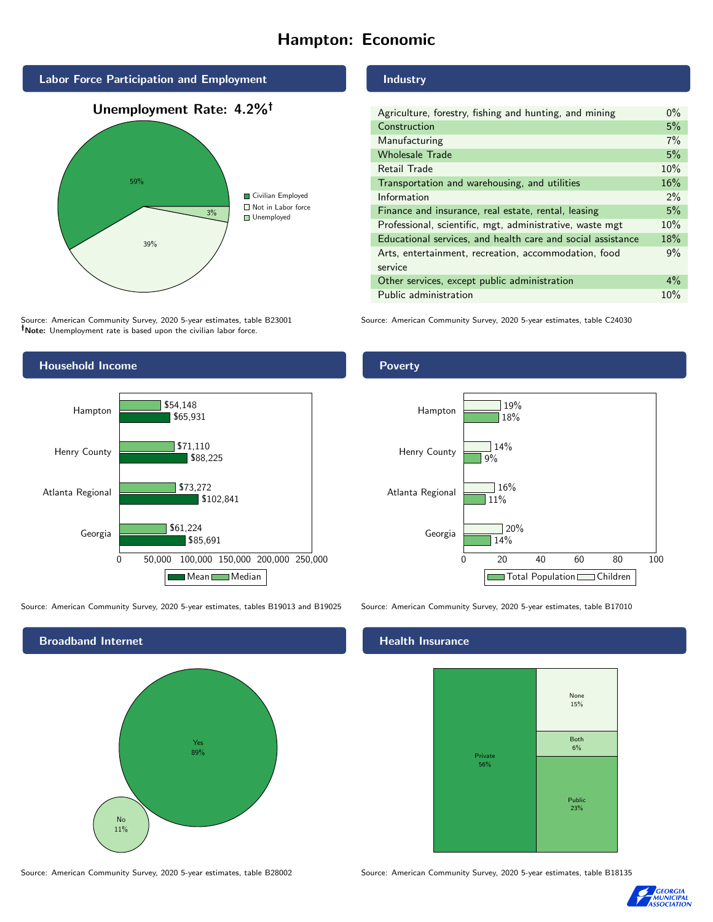# Hampton: Economic

## Labor Force Participation and Employment

**Unemployment Rate: 4.2%†**

| Category | Percent |
|---|---|
| Civilian Employed | 59% |
| Not in Labor force | 39% |
| Unemployed | 3% |

Source: American Community Survey, 2020 5-year estimates, table B23001
**†Note:** Unemployment rate is based upon the civilian labor force.

## Industry

| Industry | Percent |
|---|---|
| Agriculture, forestry, fishing and hunting, and mining | 0% |
| Construction | 5% |
| Manufacturing | 7% |
| Wholesale Trade | 5% |
| Retail Trade | 10% |
| Transportation and warehousing, and utilities | 16% |
| Information | 2% |
| Finance and insurance, real estate, rental, leasing | 5% |
| Professional, scientific, mgt, administrative, waste mgt | 10% |
| Educational services, and health care and social assistance | 18% |
| Arts, entertainment, recreation, accommodation, food service | 9% |
| Other services, except public administration | 4% |
| Public administration | 10% |

Source: American Community Survey, 2020 5-year estimates, table C24030

## Household Income

| | Median | Mean |
|---|---|---|
| Hampton | $54,148 | $65,931 |
| Henry County | $71,110 | $88,225 |
| Atlanta Regional | $73,272 | $102,841 |
| Georgia | $61,224 | $85,691 |

Source: American Community Survey, 2020 5-year estimates, tables B19013 and B19025

## Poverty

| | Children | Total Population |
|---|---|---|
| Hampton | 19% | 18% |
| Henry County | 14% | 9% |
| Atlanta Regional | 16% | 11% |
| Georgia | 20% | 14% |

Source: American Community Survey, 2020 5-year estimates, table B17010

## Broadband Internet

| | Percent |
|---|---|
| Yes | 89% |
| No | 11% |

Source: American Community Survey, 2020 5-year estimates, table B28002

## Health Insurance

| | Percent |
|---|---|
| Private | 56% |
| Public | 23% |
| Both | 6% |
| None | 15% |

Source: American Community Survey, 2020 5-year estimates, table B18135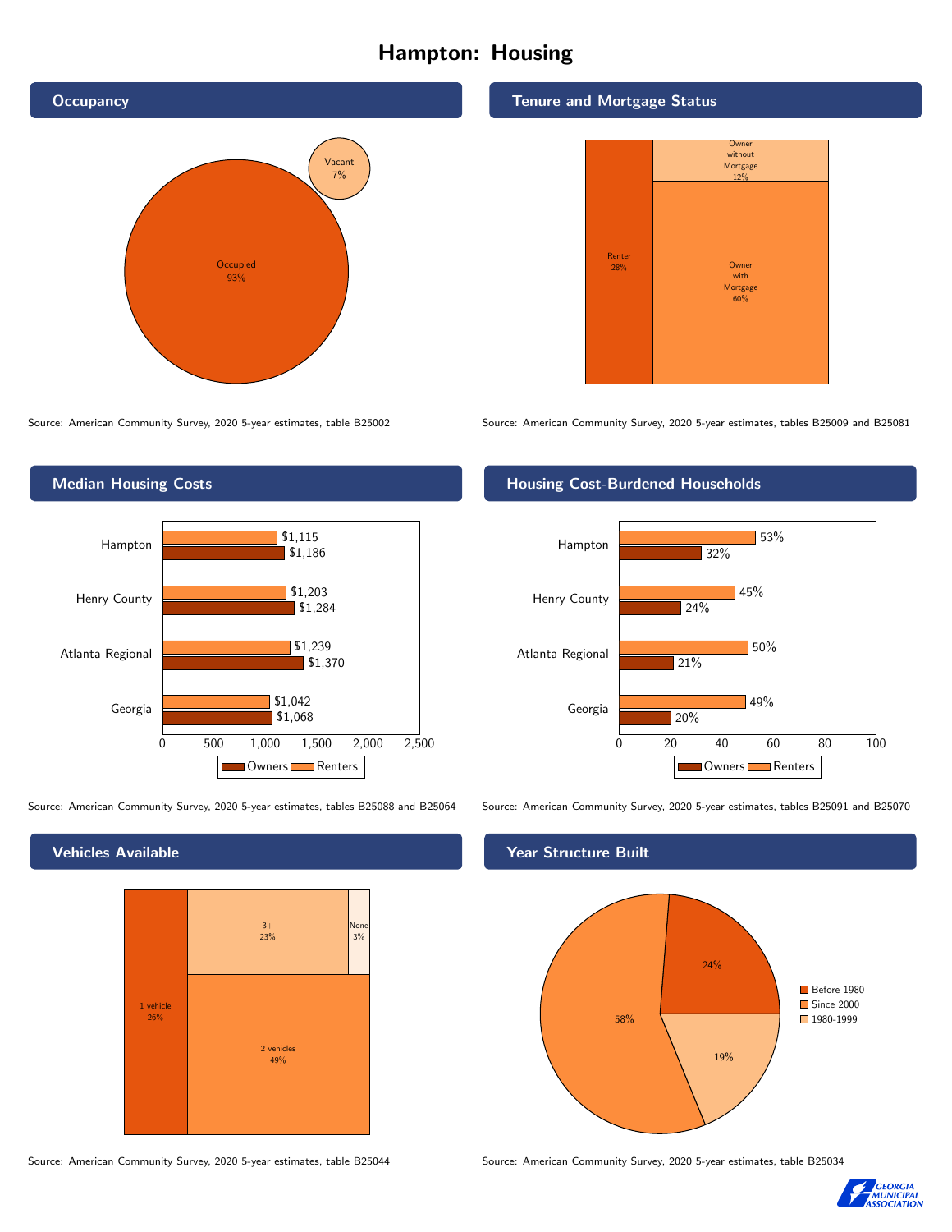# Hampton: Housing

## Occupancy

Vacant
7%

Occupied
93%

Source: American Community Survey, 2020 5-year estimates, table B25002

## Tenure and Mortgage Status

Owner without Mortgage 12%

Renter 28%

Owner with Mortgage 60%

Source: American Community Survey, 2020 5-year estimates, tables B25009 and B25081

## Median Housing Costs

Hampton
$1,115
$1,186

Henry County
$1,203
$1,284

Atlanta Regional
$1,239
$1,370

Georgia
$1,042
$1,068

0 500 1,000 1,500 2,000 2,500

Owners Renters

Source: American Community Survey, 2020 5-year estimates, tables B25088 and B25064

## Housing Cost-Burdened Households

Hampton
53%
32%

Henry County
45%
24%

Atlanta Regional
50%
21%

Georgia
49%
20%

0 20 40 60 80 100

Owners Renters

Source: American Community Survey, 2020 5-year estimates, tables B25091 and B25070

## Vehicles Available

1 vehicle
26%

3+
23%

None
3%

2 vehicles
49%

Source: American Community Survey, 2020 5-year estimates, table B25044

## Year Structure Built

24%

58%

19%

Before 1980
Since 2000
1980-1999

Source: American Community Survey, 2020 5-year estimates, table B25034

GEORGIA MUNICIPAL ASSOCIATION